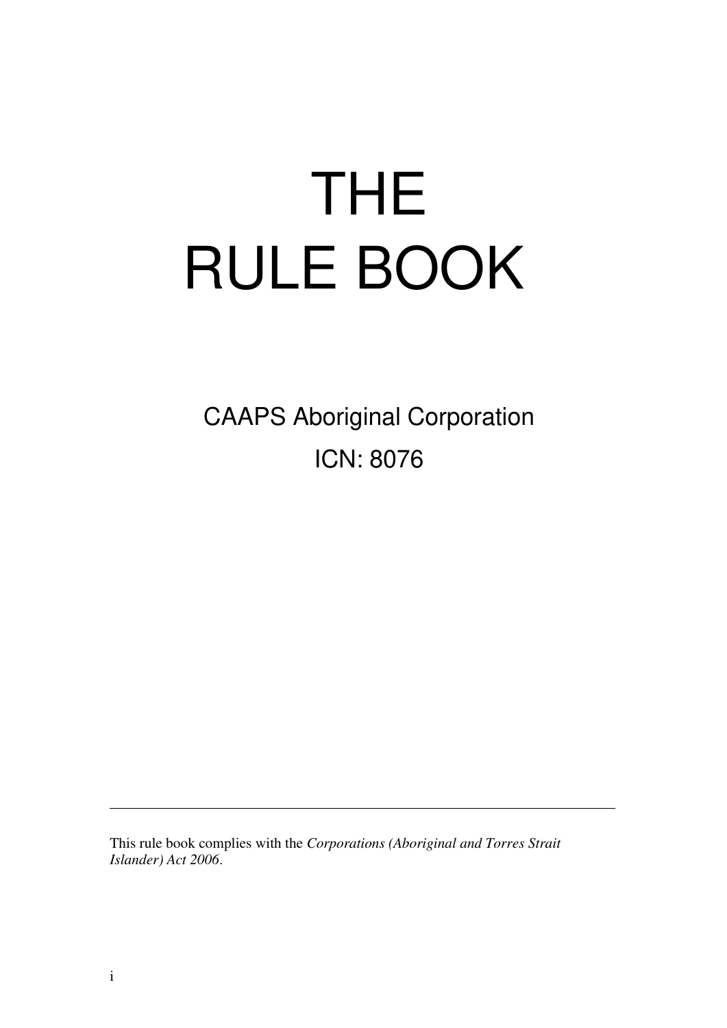# THE RULE BOOK

CAAPS Aboriginal Corporation

ICN: 8076

---

This rule book complies with the *Corporations (Aboriginal and Torres Strait Islander) Act 2006*.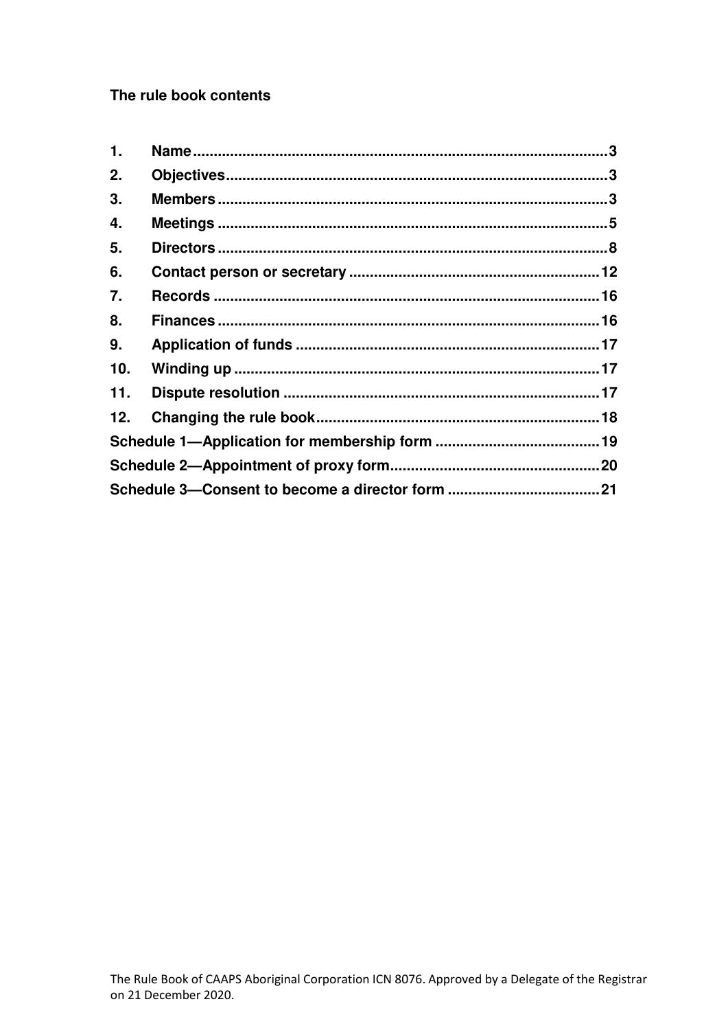**The rule book contents**

| | | |
|---|---|---|
| 1. | Name | 3 |
| 2. | Objectives | 3 |
| 3. | Members | 3 |
| 4. | Meetings | 5 |
| 5. | Directors | 8 |
| 6. | Contact person or secretary | 12 |
| 7. | Records | 16 |
| 8. | Finances | 16 |
| 9. | Application of funds | 17 |
| 10. | Winding up | 17 |
| 11. | Dispute resolution | 17 |
| 12. | Changing the rule book | 18 |
| Schedule 1—Application for membership form | | 19 |
| Schedule 2—Appointment of proxy form | | 20 |
| Schedule 3—Consent to become a director form | | 21 |

The Rule Book of CAAPS Aboriginal Corporation ICN 8076. Approved by a Delegate of the Registrar on 21 December 2020.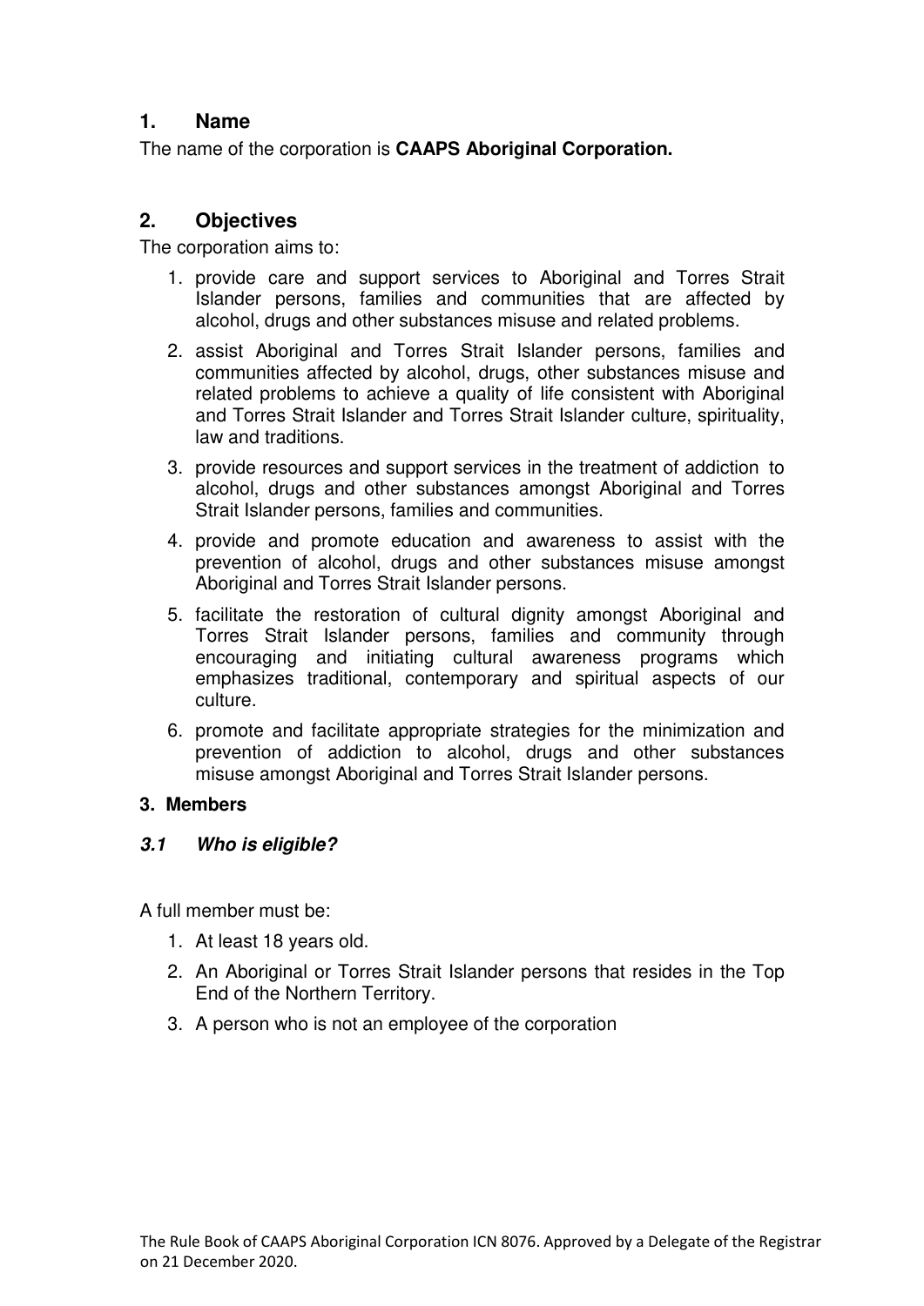## 1. Name

The name of the corporation is **CAAPS Aboriginal Corporation.**

## 2. Objectives

The corporation aims to:

1. provide care and support services to Aboriginal and Torres Strait Islander persons, families and communities that are affected by alcohol, drugs and other substances misuse and related problems.
2. assist Aboriginal and Torres Strait Islander persons, families and communities affected by alcohol, drugs, other substances misuse and related problems to achieve a quality of life consistent with Aboriginal and Torres Strait Islander and Torres Strait Islander culture, spirituality, law and traditions.
3. provide resources and support services in the treatment of addiction to alcohol, drugs and other substances amongst Aboriginal and Torres Strait Islander persons, families and communities.
4. provide and promote education and awareness to assist with the prevention of alcohol, drugs and other substances misuse amongst Aboriginal and Torres Strait Islander persons.
5. facilitate the restoration of cultural dignity amongst Aboriginal and Torres Strait Islander persons, families and community through encouraging and initiating cultural awareness programs which emphasizes traditional, contemporary and spiritual aspects of our culture.
6. promote and facilitate appropriate strategies for the minimization and prevention of addiction to alcohol, drugs and other substances misuse amongst Aboriginal and Torres Strait Islander persons.

### 3. Members

#### *3.1 Who is eligible?*

A full member must be:

1. At least 18 years old.
2. An Aboriginal or Torres Strait Islander persons that resides in the Top End of the Northern Territory.
3. A person who is not an employee of the corporation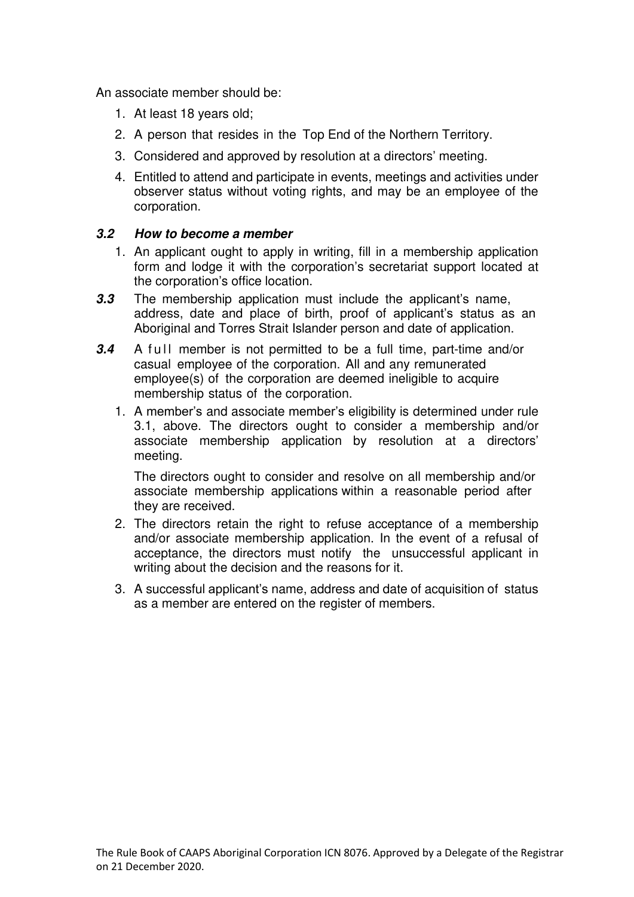An associate member should be:

1. At least 18 years old;
2. A person that resides in the Top End of the Northern Territory.
3. Considered and approved by resolution at a directors' meeting.
4. Entitled to attend and participate in events, meetings and activities under observer status without voting rights, and may be an employee of the corporation.

### ***3.2 How to become a member***

1. An applicant ought to apply in writing, fill in a membership application form and lodge it with the corporation's secretariat support located at the corporation's office location.

***3.3*** The membership application must include the applicant's name, address, date and place of birth, proof of applicant's status as an Aboriginal and Torres Strait Islander person and date of application.

***3.4*** A full member is not permitted to be a full time, part-time and/or casual employee of the corporation. All and any remunerated employee(s) of the corporation are deemed ineligible to acquire membership status of the corporation.

1. A member's and associate member's eligibility is determined under rule 3.1, above. The directors ought to consider a membership and/or associate membership application by resolution at a directors' meeting.

   The directors ought to consider and resolve on all membership and/or associate membership applications within a reasonable period after they are received.

2. The directors retain the right to refuse acceptance of a membership and/or associate membership application. In the event of a refusal of acceptance, the directors must notify the unsuccessful applicant in writing about the decision and the reasons for it.
3. A successful applicant's name, address and date of acquisition of status as a member are entered on the register of members.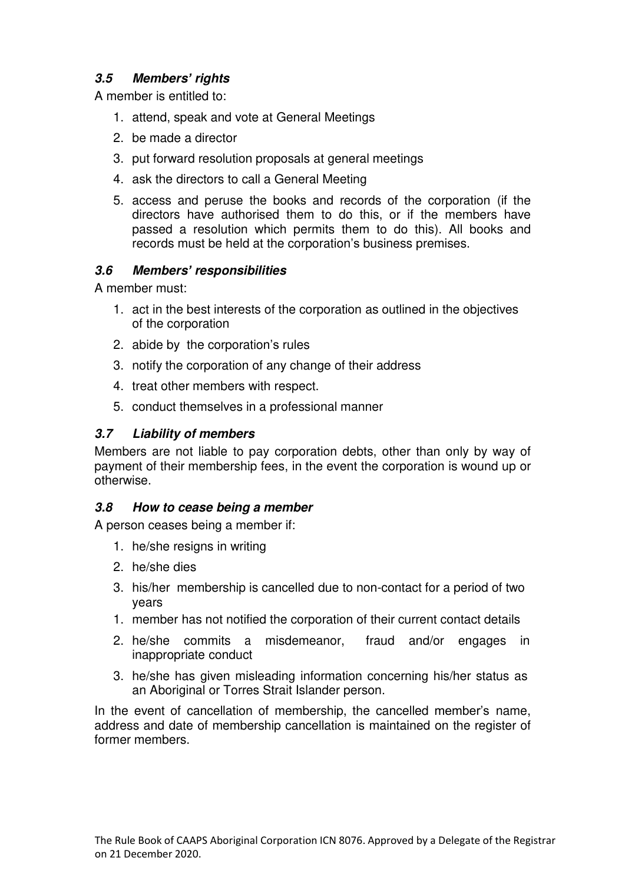### *3.5 Members' rights*

A member is entitled to:

1. attend, speak and vote at General Meetings
2. be made a director
3. put forward resolution proposals at general meetings
4. ask the directors to call a General Meeting
5. access and peruse the books and records of the corporation (if the directors have authorised them to do this, or if the members have passed a resolution which permits them to do this). All books and records must be held at the corporation's business premises.

### *3.6 Members' responsibilities*

A member must:

1. act in the best interests of the corporation as outlined in the objectives of the corporation
2. abide by the corporation's rules
3. notify the corporation of any change of their address
4. treat other members with respect.
5. conduct themselves in a professional manner

### *3.7 Liability of members*

Members are not liable to pay corporation debts, other than only by way of payment of their membership fees, in the event the corporation is wound up or otherwise.

### *3.8 How to cease being a member*

A person ceases being a member if:

1. he/she resigns in writing
2. he/she dies
3. his/her membership is cancelled due to non-contact for a period of two years
1. member has not notified the corporation of their current contact details
2. he/she commits a misdemeanor, fraud and/or engages in inappropriate conduct
3. he/she has given misleading information concerning his/her status as an Aboriginal or Torres Strait Islander person.

In the event of cancellation of membership, the cancelled member's name, address and date of membership cancellation is maintained on the register of former members.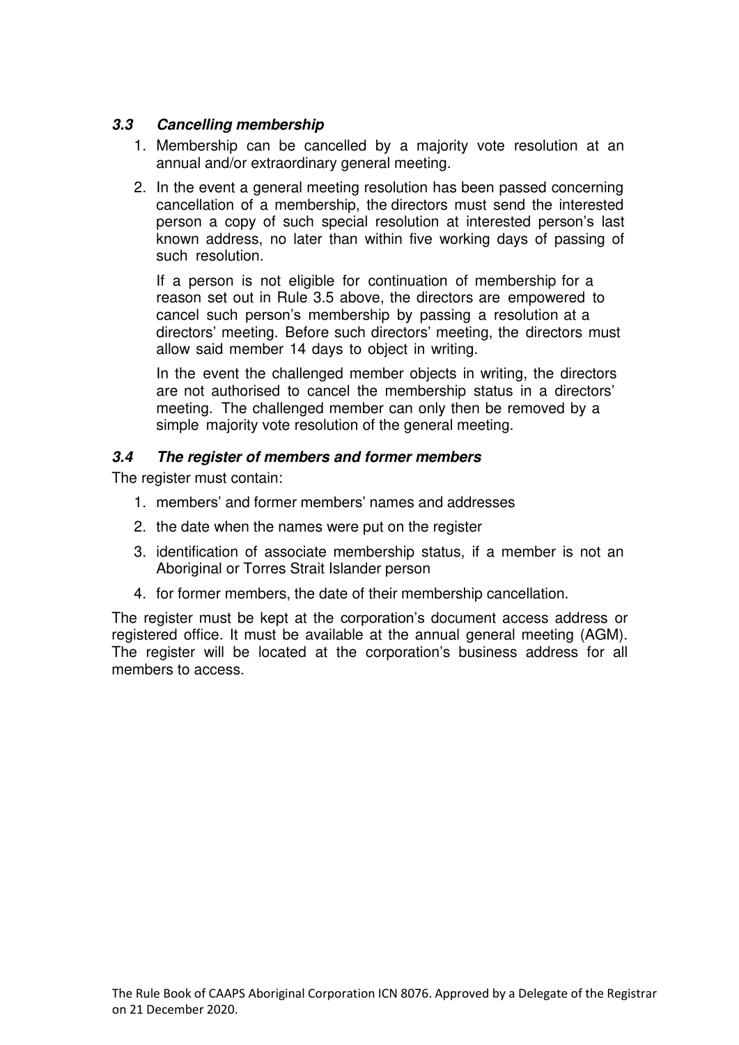### *3.3 Cancelling membership*

1. Membership can be cancelled by a majority vote resolution at an annual and/or extraordinary general meeting.
2. In the event a general meeting resolution has been passed concerning cancellation of a membership, the directors must send the interested person a copy of such special resolution at interested person's last known address, no later than within five working days of passing of such resolution.

   If a person is not eligible for continuation of membership for a reason set out in Rule 3.5 above, the directors are empowered to cancel such person's membership by passing a resolution at a directors' meeting. Before such directors' meeting, the directors must allow said member 14 days to object in writing.

   In the event the challenged member objects in writing, the directors are not authorised to cancel the membership status in a directors' meeting. The challenged member can only then be removed by a simple majority vote resolution of the general meeting.

### *3.4 The register of members and former members*

The register must contain:

1. members' and former members' names and addresses
2. the date when the names were put on the register
3. identification of associate membership status, if a member is not an Aboriginal or Torres Strait Islander person
4. for former members, the date of their membership cancellation.

The register must be kept at the corporation's document access address or registered office. It must be available at the annual general meeting (AGM). The register will be located at the corporation's business address for all members to access.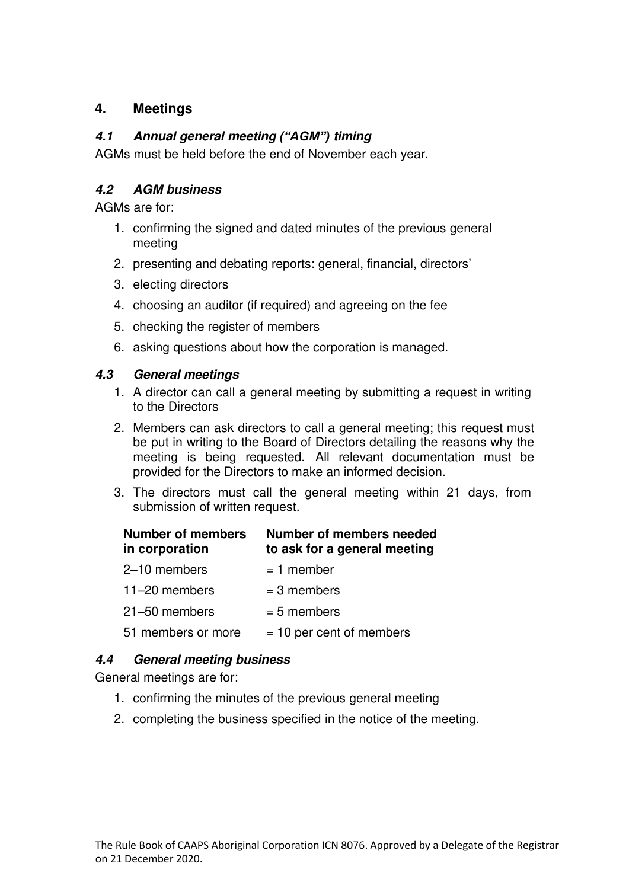## 4. Meetings

### *4.1 Annual general meeting ("AGM") timing*

AGMs must be held before the end of November each year.

### *4.2 AGM business*

AGMs are for:

1. confirming the signed and dated minutes of the previous general meeting
2. presenting and debating reports: general, financial, directors'
3. electing directors
4. choosing an auditor (if required) and agreeing on the fee
5. checking the register of members
6. asking questions about how the corporation is managed.

### *4.3 General meetings*

1. A director can call a general meeting by submitting a request in writing to the Directors
2. Members can ask directors to call a general meeting; this request must be put in writing to the Board of Directors detailing the reasons why the meeting is being requested. All relevant documentation must be provided for the Directors to make an informed decision.
3. The directors must call the general meeting within 21 days, from submission of written request.

| Number of members in corporation | Number of members needed to ask for a general meeting |
|---|---|
| 2–10 members | = 1 member |
| 11–20 members | = 3 members |
| 21–50 members | = 5 members |
| 51 members or more | = 10 per cent of members |

### *4.4 General meeting business*

General meetings are for:

1. confirming the minutes of the previous general meeting
2. completing the business specified in the notice of the meeting.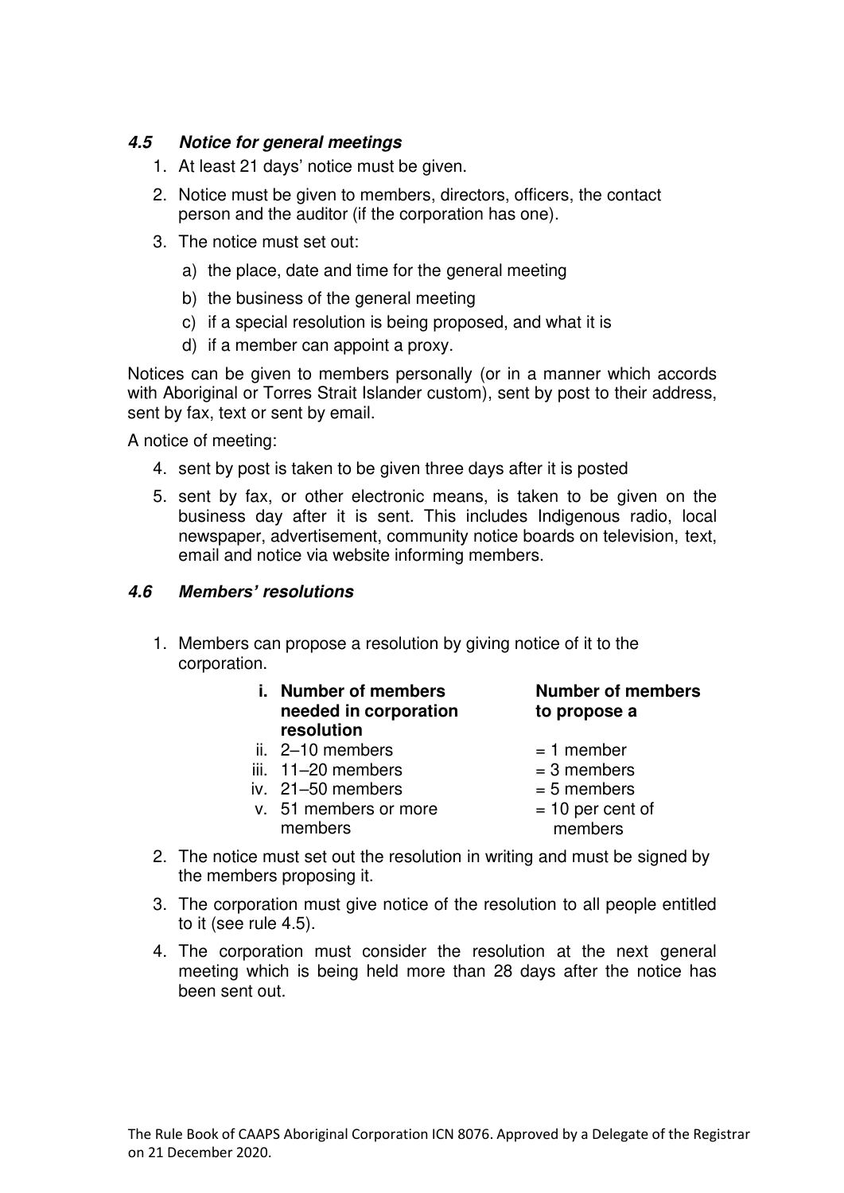#### *4.5 Notice for general meetings*

1. At least 21 days' notice must be given.
2. Notice must be given to members, directors, officers, the contact person and the auditor (if the corporation has one).
3. The notice must set out:
   a) the place, date and time for the general meeting
   b) the business of the general meeting
   c) if a special resolution is being proposed, and what it is
   d) if a member can appoint a proxy.

Notices can be given to members personally (or in a manner which accords with Aboriginal or Torres Strait Islander custom), sent by post to their address, sent by fax, text or sent by email.

A notice of meeting:

4. sent by post is taken to be given three days after it is posted
5. sent by fax, or other electronic means, is taken to be given on the business day after it is sent. This includes Indigenous radio, local newspaper, advertisement, community notice boards on television, text, email and notice via website informing members.

#### *4.6 Members' resolutions*

1. Members can propose a resolution by giving notice of it to the corporation.

| i. **Number of members needed in corporation resolution** | **Number of members to propose a** |
|---|---|
| ii. 2–10 members | = 1 member |
| iii. 11–20 members | = 3 members |
| iv. 21–50 members | = 5 members |
| v. 51 members or more members | = 10 per cent of members |

2. The notice must set out the resolution in writing and must be signed by the members proposing it.
3. The corporation must give notice of the resolution to all people entitled to it (see rule 4.5).
4. The corporation must consider the resolution at the next general meeting which is being held more than 28 days after the notice has been sent out.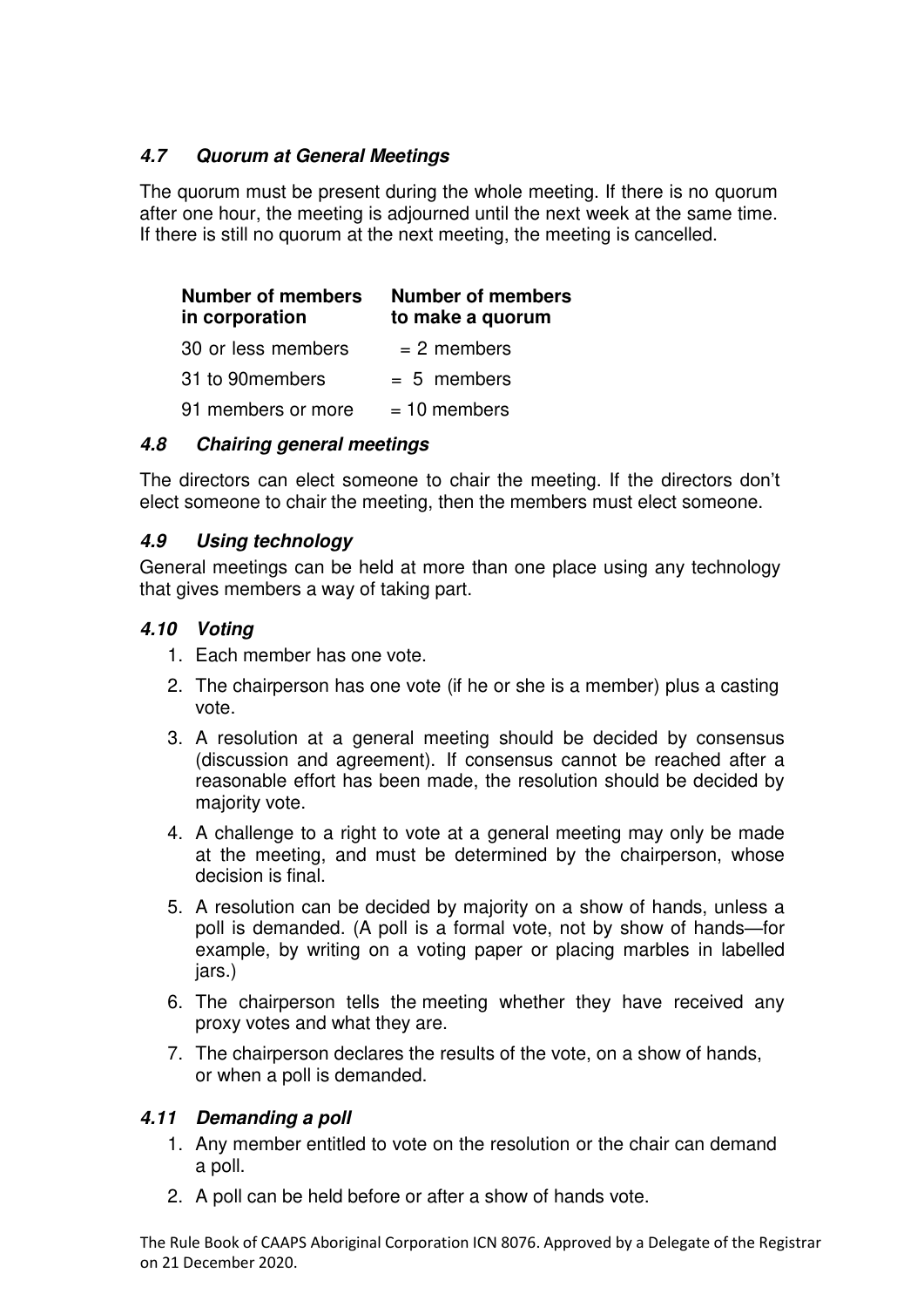#### *4.7 Quorum at General Meetings*

The quorum must be present during the whole meeting. If there is no quorum after one hour, the meeting is adjourned until the next week at the same time. If there is still no quorum at the next meeting, the meeting is cancelled.

| Number of members in corporation | Number of members to make a quorum |
|---|---|
| 30 or less members | = 2 members |
| 31 to 90members | = 5 members |
| 91 members or more | = 10 members |

#### *4.8 Chairing general meetings*

The directors can elect someone to chair the meeting. If the directors don't elect someone to chair the meeting, then the members must elect someone.

#### *4.9 Using technology*

General meetings can be held at more than one place using any technology that gives members a way of taking part.

#### *4.10 Voting*

1. Each member has one vote.
2. The chairperson has one vote (if he or she is a member) plus a casting vote.
3. A resolution at a general meeting should be decided by consensus (discussion and agreement). If consensus cannot be reached after a reasonable effort has been made, the resolution should be decided by majority vote.
4. A challenge to a right to vote at a general meeting may only be made at the meeting, and must be determined by the chairperson, whose decision is final.
5. A resolution can be decided by majority on a show of hands, unless a poll is demanded. (A poll is a formal vote, not by show of hands—for example, by writing on a voting paper or placing marbles in labelled jars.)
6. The chairperson tells the meeting whether they have received any proxy votes and what they are.
7. The chairperson declares the results of the vote, on a show of hands, or when a poll is demanded.

#### *4.11 Demanding a poll*

1. Any member entitled to vote on the resolution or the chair can demand a poll.
2. A poll can be held before or after a show of hands vote.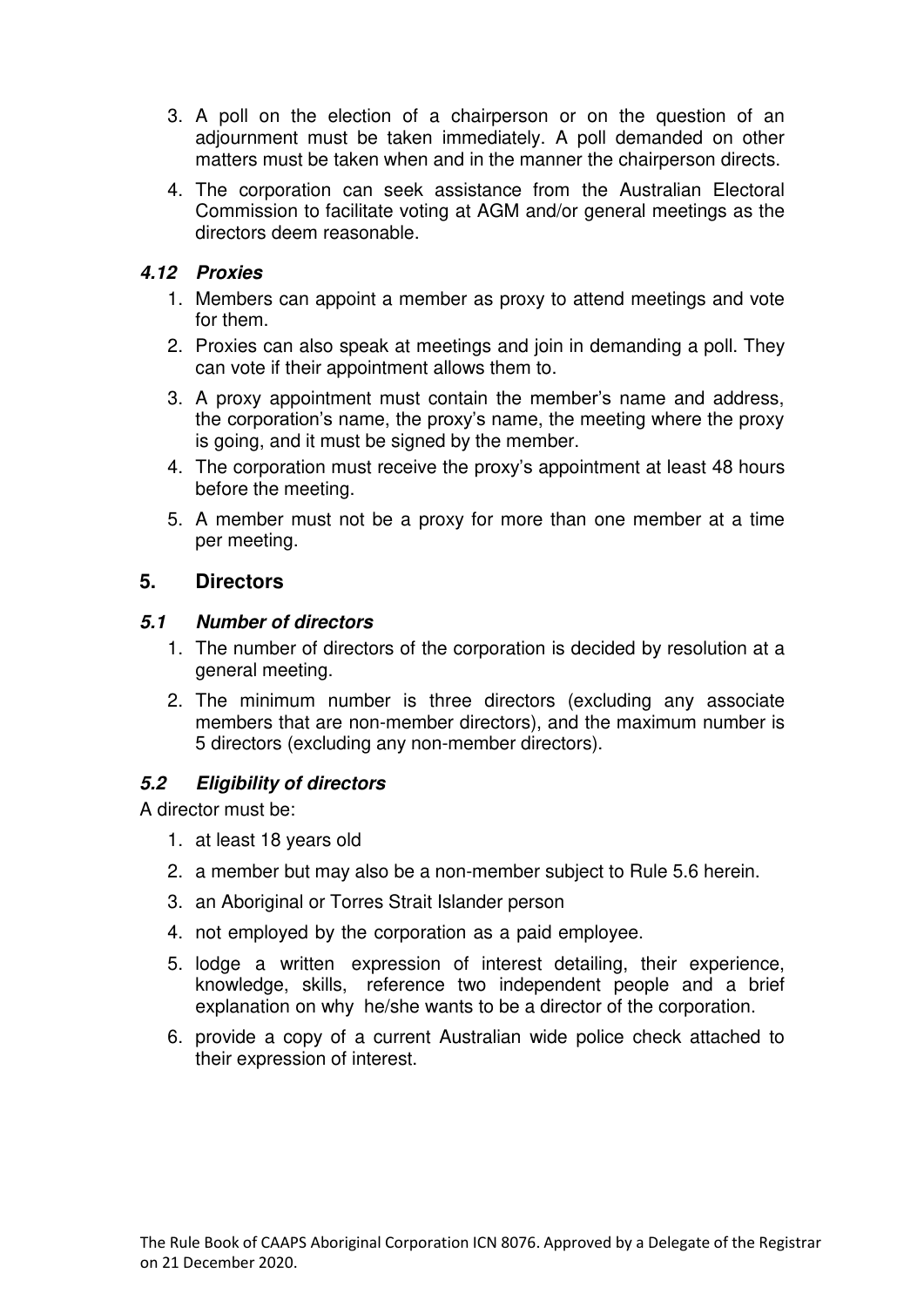3. A poll on the election of a chairperson or on the question of an adjournment must be taken immediately. A poll demanded on other matters must be taken when and in the manner the chairperson directs.
4. The corporation can seek assistance from the Australian Electoral Commission to facilitate voting at AGM and/or general meetings as the directors deem reasonable.

### *4.12 Proxies*

1. Members can appoint a member as proxy to attend meetings and vote for them.
2. Proxies can also speak at meetings and join in demanding a poll. They can vote if their appointment allows them to.
3. A proxy appointment must contain the member's name and address, the corporation's name, the proxy's name, the meeting where the proxy is going, and it must be signed by the member.
4. The corporation must receive the proxy's appointment at least 48 hours before the meeting.
5. A member must not be a proxy for more than one member at a time per meeting.

## 5. Directors

### *5.1 Number of directors*

1. The number of directors of the corporation is decided by resolution at a general meeting.
2. The minimum number is three directors (excluding any associate members that are non-member directors), and the maximum number is 5 directors (excluding any non-member directors).

### *5.2 Eligibility of directors*

A director must be:

1. at least 18 years old
2. a member but may also be a non-member subject to Rule 5.6 herein.
3. an Aboriginal or Torres Strait Islander person
4. not employed by the corporation as a paid employee.
5. lodge a written expression of interest detailing, their experience, knowledge, skills, reference two independent people and a brief explanation on why he/she wants to be a director of the corporation.
6. provide a copy of a current Australian wide police check attached to their expression of interest.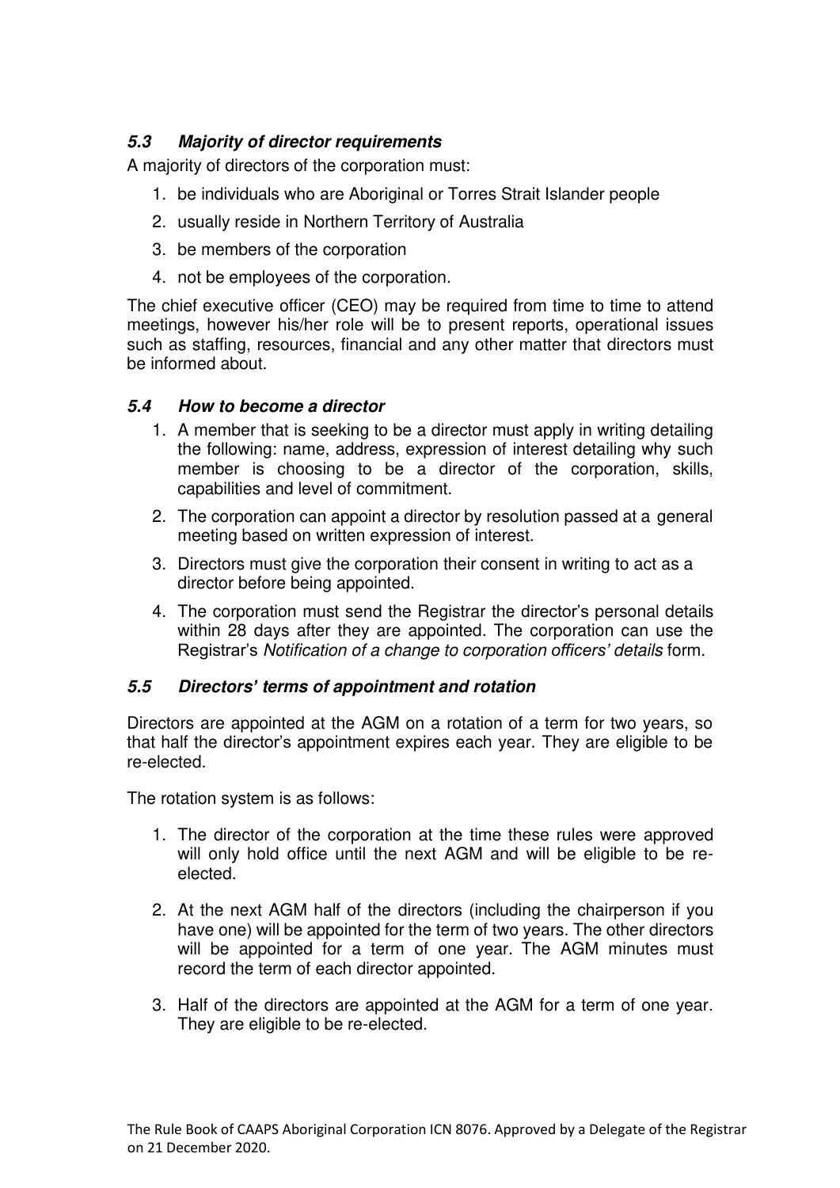### *5.3 Majority of director requirements*

A majority of directors of the corporation must:

1. be individuals who are Aboriginal or Torres Strait Islander people
2. usually reside in Northern Territory of Australia
3. be members of the corporation
4. not be employees of the corporation.

The chief executive officer (CEO) may be required from time to time to attend meetings, however his/her role will be to present reports, operational issues such as staffing, resources, financial and any other matter that directors must be informed about.

### *5.4 How to become a director*

1. A member that is seeking to be a director must apply in writing detailing the following: name, address, expression of interest detailing why such member is choosing to be a director of the corporation, skills, capabilities and level of commitment.
2. The corporation can appoint a director by resolution passed at a general meeting based on written expression of interest.
3. Directors must give the corporation their consent in writing to act as a director before being appointed.
4. The corporation must send the Registrar the director's personal details within 28 days after they are appointed. The corporation can use the Registrar's *Notification of a change to corporation officers' details* form.

### *5.5 Directors' terms of appointment and rotation*

Directors are appointed at the AGM on a rotation of a term for two years, so that half the director's appointment expires each year. They are eligible to be re-elected.

The rotation system is as follows:

1. The director of the corporation at the time these rules were approved will only hold office until the next AGM and will be eligible to be re-elected.
2. At the next AGM half of the directors (including the chairperson if you have one) will be appointed for the term of two years. The other directors will be appointed for a term of one year. The AGM minutes must record the term of each director appointed.
3. Half of the directors are appointed at the AGM for a term of one year. They are eligible to be re-elected.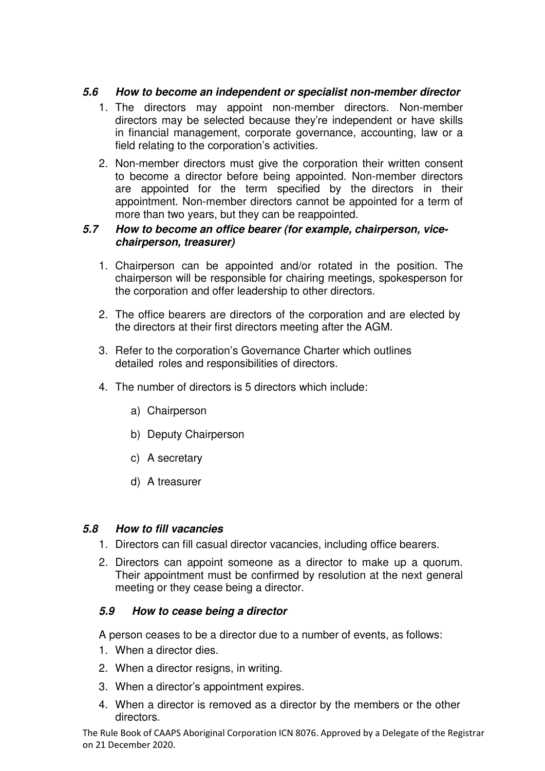### *5.6 How to become an independent or specialist non-member director*

1. The directors may appoint non-member directors. Non-member directors may be selected because they're independent or have skills in financial management, corporate governance, accounting, law or a field relating to the corporation's activities.
2. Non-member directors must give the corporation their written consent to become a director before being appointed. Non-member directors are appointed for the term specified by the directors in their appointment. Non-member directors cannot be appointed for a term of more than two years, but they can be reappointed.

### *5.7 How to become an office bearer (for example, chairperson, vice-chairperson, treasurer)*

1. Chairperson can be appointed and/or rotated in the position. The chairperson will be responsible for chairing meetings, spokesperson for the corporation and offer leadership to other directors.
2. The office bearers are directors of the corporation and are elected by the directors at their first directors meeting after the AGM.
3. Refer to the corporation's Governance Charter which outlines detailed roles and responsibilities of directors.
4. The number of directors is 5 directors which include:
   a) Chairperson
   b) Deputy Chairperson
   c) A secretary
   d) A treasurer

### *5.8 How to fill vacancies*

1. Directors can fill casual director vacancies, including office bearers.
2. Directors can appoint someone as a director to make up a quorum. Their appointment must be confirmed by resolution at the next general meeting or they cease being a director.

### *5.9 How to cease being a director*

A person ceases to be a director due to a number of events, as follows:

1. When a director dies.
2. When a director resigns, in writing.
3. When a director's appointment expires.
4. When a director is removed as a director by the members or the other directors.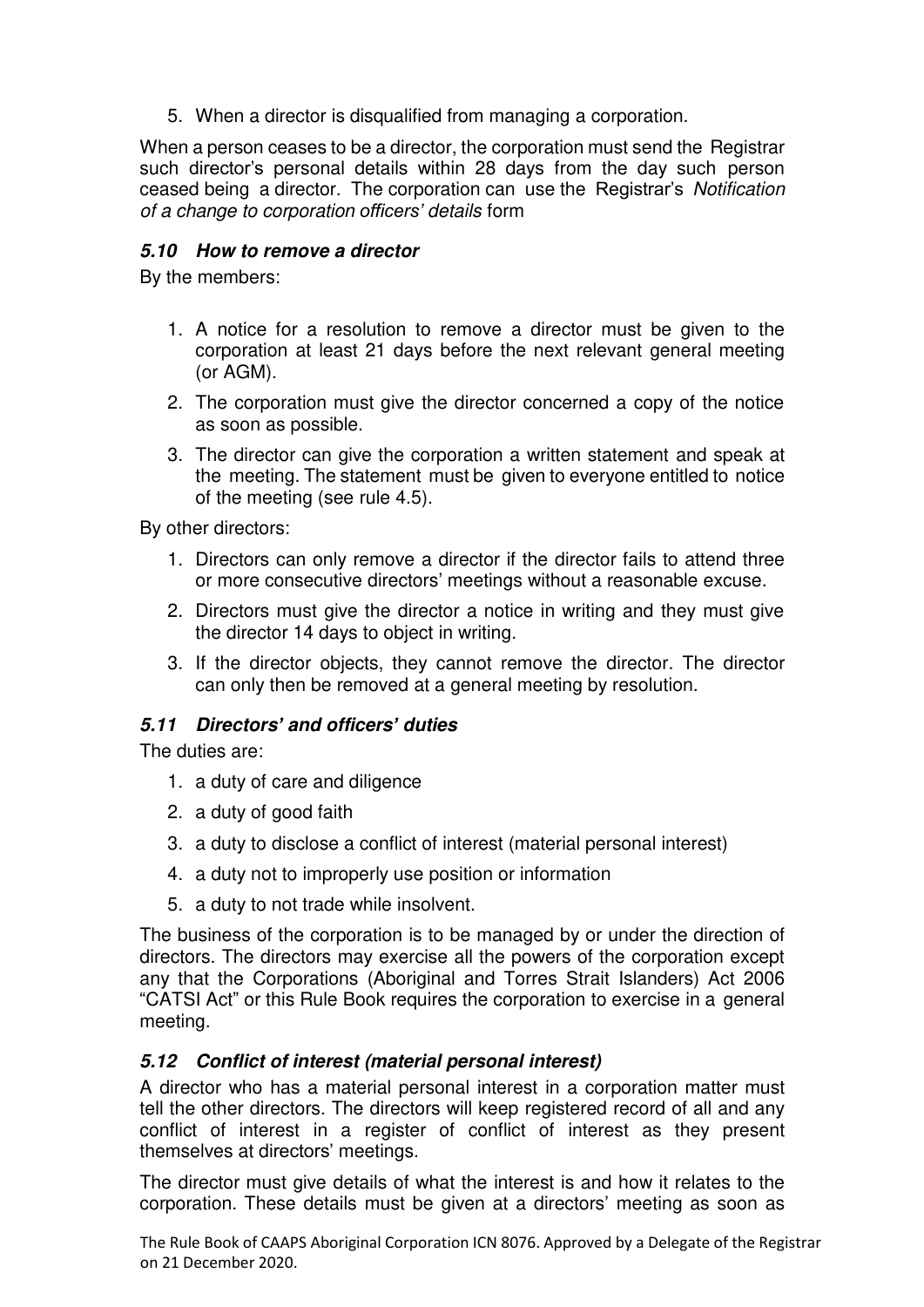5. When a director is disqualified from managing a corporation.

When a person ceases to be a director, the corporation must send the Registrar such director's personal details within 28 days from the day such person ceased being a director. The corporation can use the Registrar's *Notification of a change to corporation officers' details* form

### *5.10 How to remove a director*

By the members:

1. A notice for a resolution to remove a director must be given to the corporation at least 21 days before the next relevant general meeting (or AGM).
2. The corporation must give the director concerned a copy of the notice as soon as possible.
3. The director can give the corporation a written statement and speak at the meeting. The statement must be given to everyone entitled to notice of the meeting (see rule 4.5).

By other directors:

1. Directors can only remove a director if the director fails to attend three or more consecutive directors' meetings without a reasonable excuse.
2. Directors must give the director a notice in writing and they must give the director 14 days to object in writing.
3. If the director objects, they cannot remove the director. The director can only then be removed at a general meeting by resolution.

### *5.11 Directors' and officers' duties*

The duties are:

1. a duty of care and diligence
2. a duty of good faith
3. a duty to disclose a conflict of interest (material personal interest)
4. a duty not to improperly use position or information
5. a duty to not trade while insolvent.

The business of the corporation is to be managed by or under the direction of directors. The directors may exercise all the powers of the corporation except any that the Corporations (Aboriginal and Torres Strait Islanders) Act 2006 "CATSI Act" or this Rule Book requires the corporation to exercise in a general meeting.

### *5.12 Conflict of interest (material personal interest)*

A director who has a material personal interest in a corporation matter must tell the other directors. The directors will keep registered record of all and any conflict of interest in a register of conflict of interest as they present themselves at directors' meetings.

The director must give details of what the interest is and how it relates to the corporation. These details must be given at a directors' meeting as soon as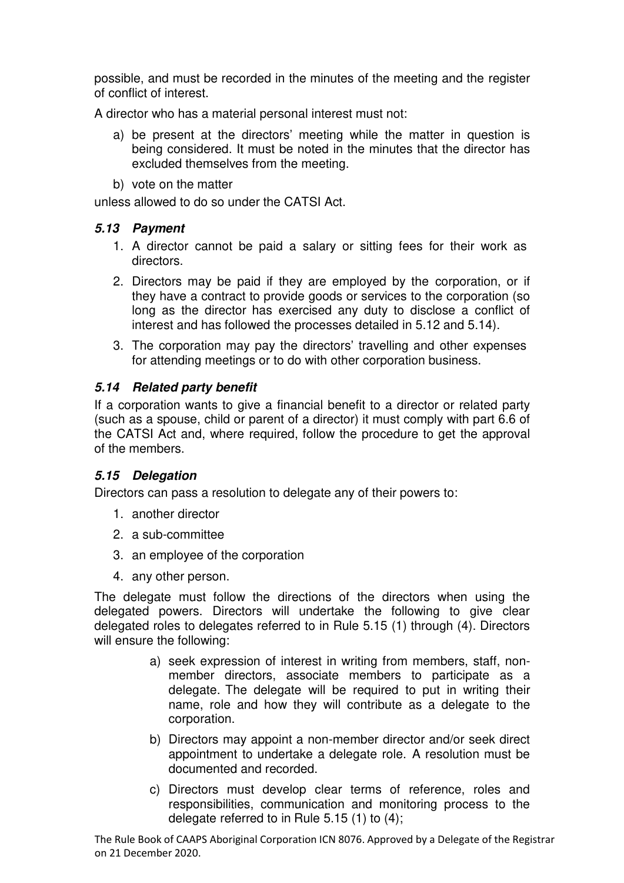possible, and must be recorded in the minutes of the meeting and the register of conflict of interest.

A director who has a material personal interest must not:

a) be present at the directors' meeting while the matter in question is being considered. It must be noted in the minutes that the director has excluded themselves from the meeting.

b) vote on the matter

unless allowed to do so under the CATSI Act.

### *5.13 Payment*

1. A director cannot be paid a salary or sitting fees for their work as directors.
2. Directors may be paid if they are employed by the corporation, or if they have a contract to provide goods or services to the corporation (so long as the director has exercised any duty to disclose a conflict of interest and has followed the processes detailed in 5.12 and 5.14).
3. The corporation may pay the directors' travelling and other expenses for attending meetings or to do with other corporation business.

### *5.14 Related party benefit*

If a corporation wants to give a financial benefit to a director or related party (such as a spouse, child or parent of a director) it must comply with part 6.6 of the CATSI Act and, where required, follow the procedure to get the approval of the members.

### *5.15 Delegation*

Directors can pass a resolution to delegate any of their powers to:

1. another director
2. a sub-committee
3. an employee of the corporation
4. any other person.

The delegate must follow the directions of the directors when using the delegated powers. Directors will undertake the following to give clear delegated roles to delegates referred to in Rule 5.15 (1) through (4). Directors will ensure the following:

a) seek expression of interest in writing from members, staff, non-member directors, associate members to participate as a delegate. The delegate will be required to put in writing their name, role and how they will contribute as a delegate to the corporation.

b) Directors may appoint a non-member director and/or seek direct appointment to undertake a delegate role. A resolution must be documented and recorded.

c) Directors must develop clear terms of reference, roles and responsibilities, communication and monitoring process to the delegate referred to in Rule 5.15 (1) to (4);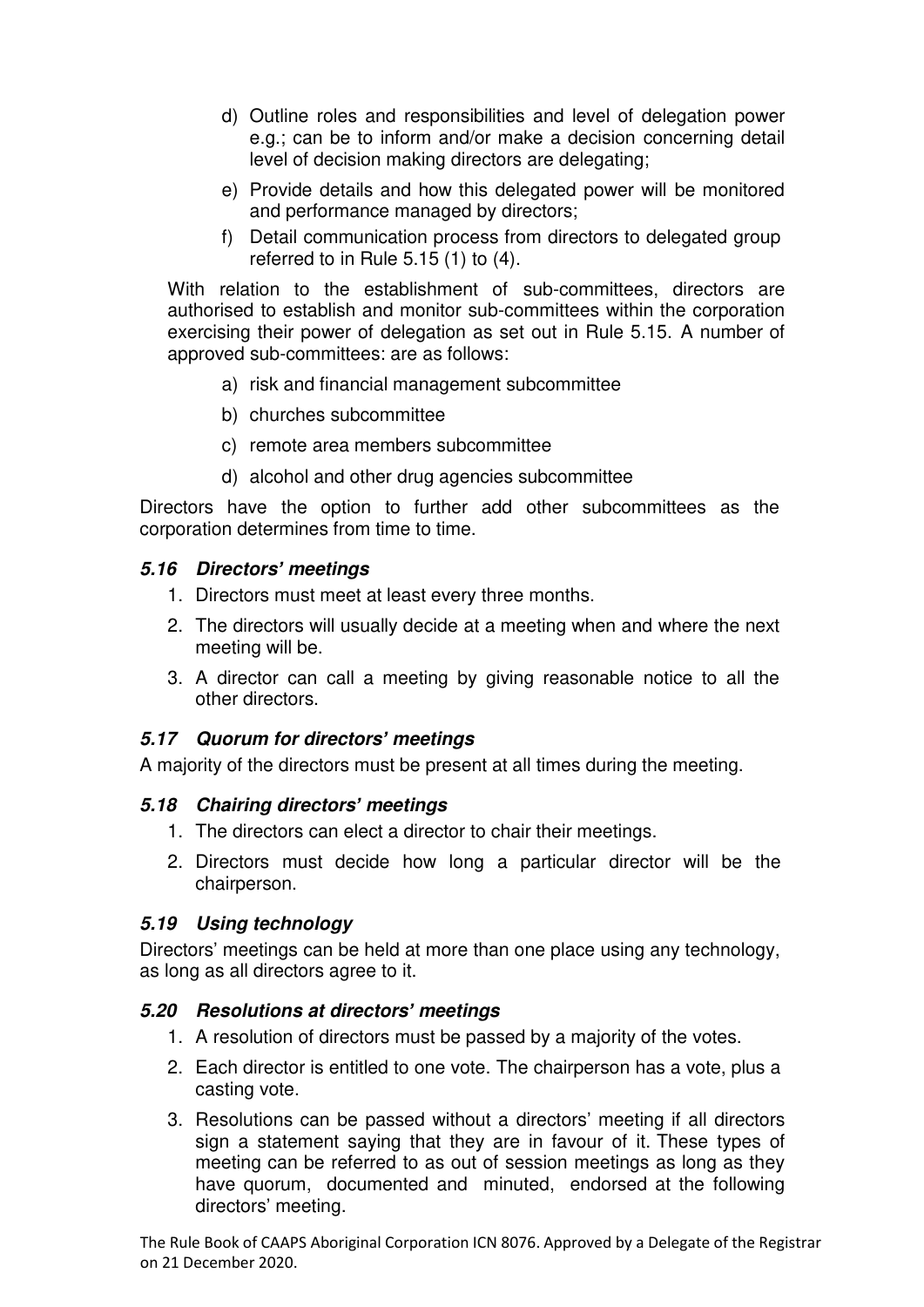d) Outline roles and responsibilities and level of delegation power e.g.; can be to inform and/or make a decision concerning detail level of decision making directors are delegating;

e) Provide details and how this delegated power will be monitored and performance managed by directors;

f) Detail communication process from directors to delegated group referred to in Rule 5.15 (1) to (4).

With relation to the establishment of sub-committees, directors are authorised to establish and monitor sub-committees within the corporation exercising their power of delegation as set out in Rule 5.15. A number of approved sub-committees: are as follows:

a) risk and financial management subcommittee

b) churches subcommittee

c) remote area members subcommittee

d) alcohol and other drug agencies subcommittee

Directors have the option to further add other subcommittees as the corporation determines from time to time.

### *5.16 Directors' meetings*

1. Directors must meet at least every three months.
2. The directors will usually decide at a meeting when and where the next meeting will be.
3. A director can call a meeting by giving reasonable notice to all the other directors.

### *5.17 Quorum for directors' meetings*

A majority of the directors must be present at all times during the meeting.

### *5.18 Chairing directors' meetings*

1. The directors can elect a director to chair their meetings.
2. Directors must decide how long a particular director will be the chairperson.

### *5.19 Using technology*

Directors' meetings can be held at more than one place using any technology, as long as all directors agree to it.

### *5.20 Resolutions at directors' meetings*

1. A resolution of directors must be passed by a majority of the votes.
2. Each director is entitled to one vote. The chairperson has a vote, plus a casting vote.
3. Resolutions can be passed without a directors' meeting if all directors sign a statement saying that they are in favour of it. These types of meeting can be referred to as out of session meetings as long as they have quorum, documented and minuted, endorsed at the following directors' meeting.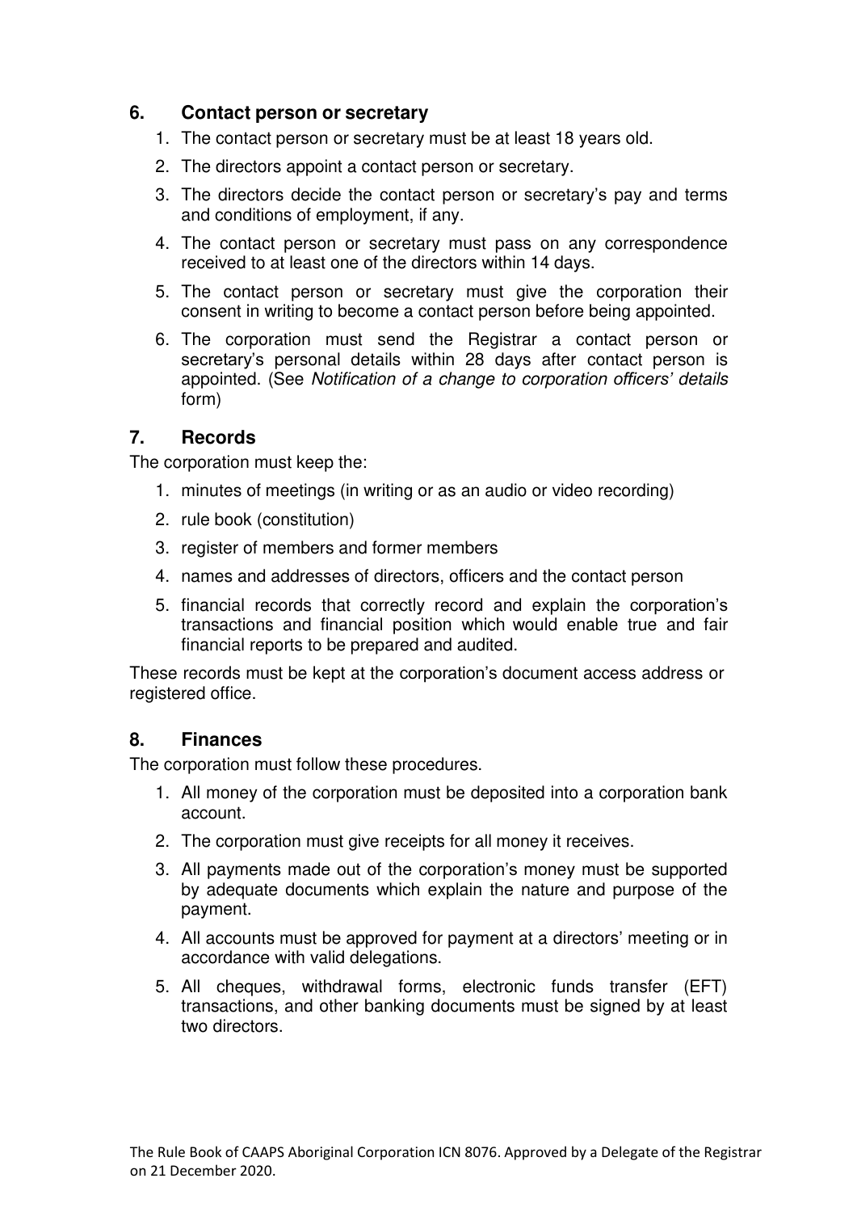## 6. Contact person or secretary

1. The contact person or secretary must be at least 18 years old.
2. The directors appoint a contact person or secretary.
3. The directors decide the contact person or secretary's pay and terms and conditions of employment, if any.
4. The contact person or secretary must pass on any correspondence received to at least one of the directors within 14 days.
5. The contact person or secretary must give the corporation their consent in writing to become a contact person before being appointed.
6. The corporation must send the Registrar a contact person or secretary's personal details within 28 days after contact person is appointed. (See *Notification of a change to corporation officers' details* form)

## 7. Records

The corporation must keep the:

1. minutes of meetings (in writing or as an audio or video recording)
2. rule book (constitution)
3. register of members and former members
4. names and addresses of directors, officers and the contact person
5. financial records that correctly record and explain the corporation's transactions and financial position which would enable true and fair financial reports to be prepared and audited.

These records must be kept at the corporation's document access address or registered office.

## 8. Finances

The corporation must follow these procedures.

1. All money of the corporation must be deposited into a corporation bank account.
2. The corporation must give receipts for all money it receives.
3. All payments made out of the corporation's money must be supported by adequate documents which explain the nature and purpose of the payment.
4. All accounts must be approved for payment at a directors' meeting or in accordance with valid delegations.
5. All cheques, withdrawal forms, electronic funds transfer (EFT) transactions, and other banking documents must be signed by at least two directors.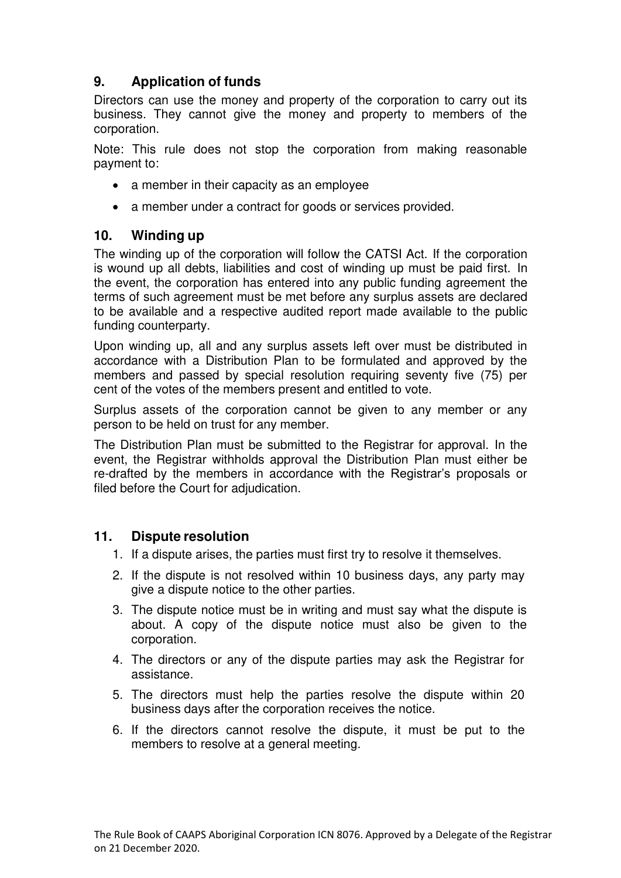## 9. Application of funds

Directors can use the money and property of the corporation to carry out its business. They cannot give the money and property to members of the corporation.

Note: This rule does not stop the corporation from making reasonable payment to:

- a member in their capacity as an employee
- a member under a contract for goods or services provided.

## 10. Winding up

The winding up of the corporation will follow the CATSI Act. If the corporation is wound up all debts, liabilities and cost of winding up must be paid first. In the event, the corporation has entered into any public funding agreement the terms of such agreement must be met before any surplus assets are declared to be available and a respective audited report made available to the public funding counterparty.

Upon winding up, all and any surplus assets left over must be distributed in accordance with a Distribution Plan to be formulated and approved by the members and passed by special resolution requiring seventy five (75) per cent of the votes of the members present and entitled to vote.

Surplus assets of the corporation cannot be given to any member or any person to be held on trust for any member.

The Distribution Plan must be submitted to the Registrar for approval. In the event, the Registrar withholds approval the Distribution Plan must either be re-drafted by the members in accordance with the Registrar's proposals or filed before the Court for adjudication.

## 11. Dispute resolution

1. If a dispute arises, the parties must first try to resolve it themselves.
2. If the dispute is not resolved within 10 business days, any party may give a dispute notice to the other parties.
3. The dispute notice must be in writing and must say what the dispute is about. A copy of the dispute notice must also be given to the corporation.
4. The directors or any of the dispute parties may ask the Registrar for assistance.
5. The directors must help the parties resolve the dispute within 20 business days after the corporation receives the notice.
6. If the directors cannot resolve the dispute, it must be put to the members to resolve at a general meeting.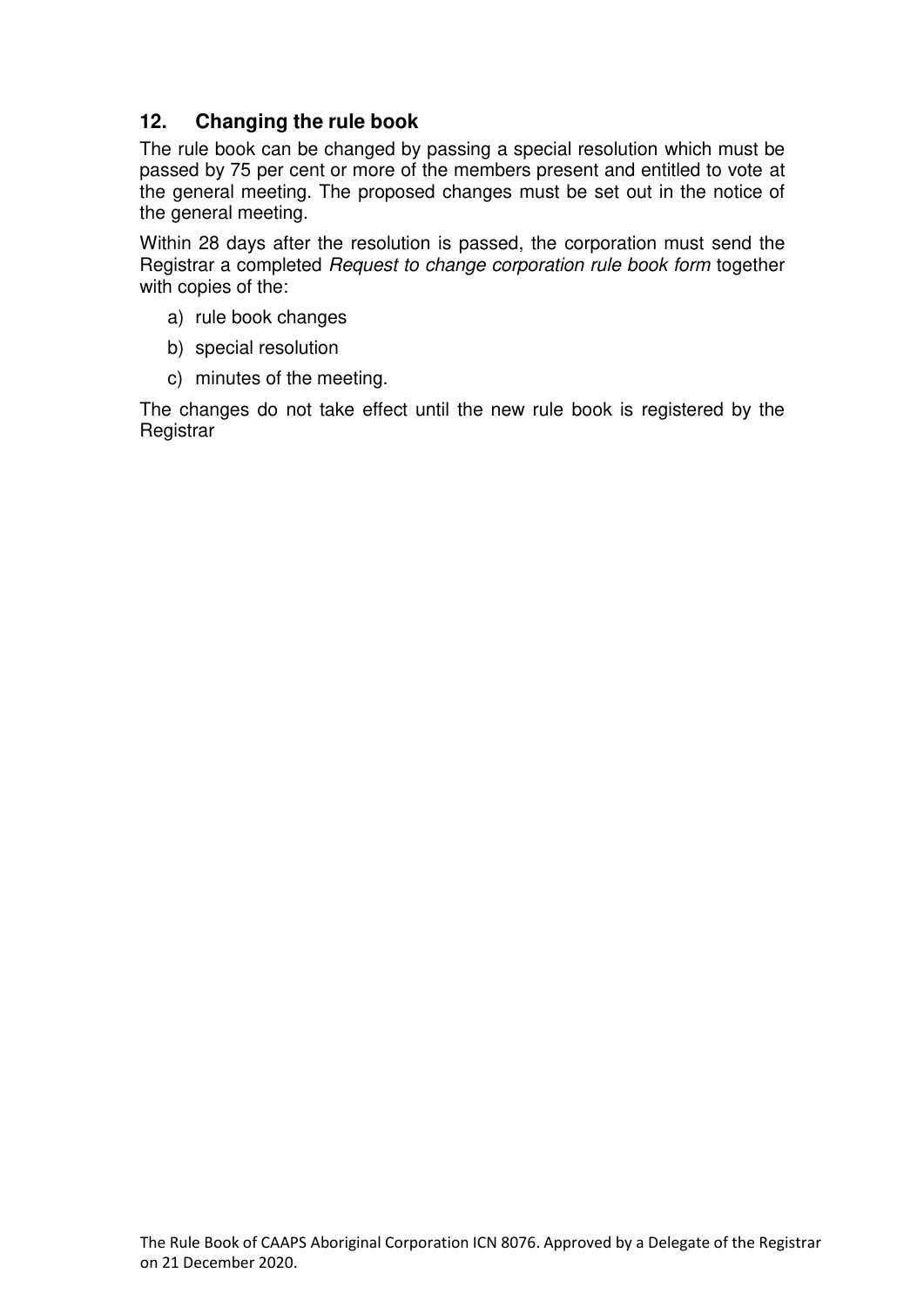## 12. Changing the rule book

The rule book can be changed by passing a special resolution which must be passed by 75 per cent or more of the members present and entitled to vote at the general meeting. The proposed changes must be set out in the notice of the general meeting.

Within 28 days after the resolution is passed, the corporation must send the Registrar a completed *Request to change corporation rule book form* together with copies of the:

a) rule book changes

b) special resolution

c) minutes of the meeting.

The changes do not take effect until the new rule book is registered by the Registrar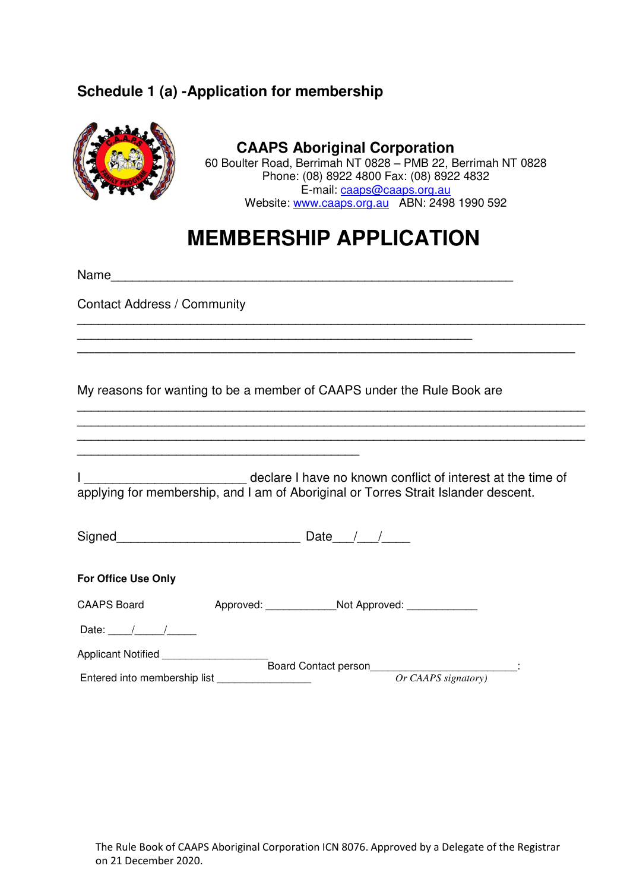## Schedule 1 (a) -Application for membership

**CAAPS Aboriginal Corporation**
60 Boulter Road, Berrimah NT 0828 – PMB 22, Berrimah NT 0828
Phone: (08) 8922 4800 Fax: (08) 8922 4832
E-mail: caaps@caaps.org.au
Website: www.caaps.org.au ABN: 2498 1990 592

# MEMBERSHIP APPLICATION

Name_______________________________________________________

Contact Address / Community

___________________________________________________________________
_____________________________________________________
__________________________________________________________________

My reasons for wanting to be a member of CAAPS under the Rule Book are
___________________________________________________________________
___________________________________________________________________
___________________________________________________________________
______________________________________

I ______________________ declare I have no known conflict of interest at the time of applying for membership, and I am of Aboriginal or Torres Strait Islander descent.

Signed_________________________ Date___/___/____

**For Office Use Only**

CAAPS Board Approved: ____________ Not Approved: ____________

Date: ____/_____/_____

Applicant Notified __________________

Board Contact person_________________________:
*Or CAAPS signatory)*

Entered into membership list ________________

The Rule Book of CAAPS Aboriginal Corporation ICN 8076. Approved by a Delegate of the Registrar on 21 December 2020.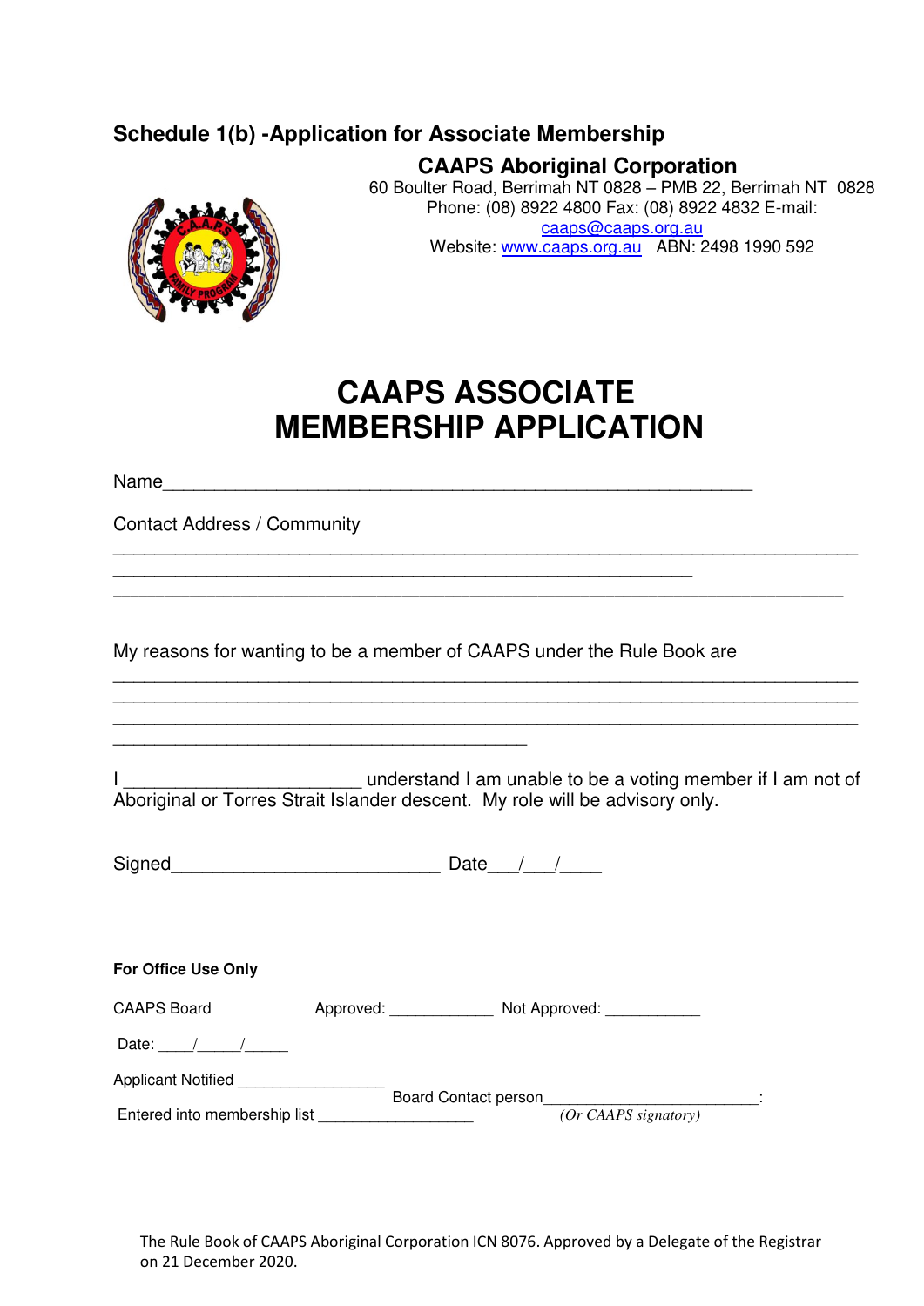## Schedule 1(b) -Application for Associate Membership

**CAAPS Aboriginal Corporation**

60 Boulter Road, Berrimah NT 0828 – PMB 22, Berrimah NT 0828
Phone: (08) 8922 4800 Fax: (08) 8922 4832 E-mail: caaps@caaps.org.au
Website: www.caaps.org.au ABN: 2498 1990 592

# CAAPS ASSOCIATE MEMBERSHIP APPLICATION

Name_______________________________________________________

Contact Address / Community

__________________________________________________________________

____________________________________________________

_________________________________________________________________

My reasons for wanting to be a member of CAAPS under the Rule Book are

__________________________________________________________________

__________________________________________________________________

__________________________________________________________________

_____________________________________

I _______________________ understand I am unable to be a voting member if I am not of Aboriginal or Torres Strait Islander descent. My role will be advisory only.

Signed__________________________ Date___/___/____

**For Office Use Only**

CAAPS Board Approved: ____________ Not Approved: ___________

Date: ____/_____/_____

Applicant Notified _________________

Board Contact person__________________________:
*(Or CAAPS signatory)*

Entered into membership list __________________

The Rule Book of CAAPS Aboriginal Corporation ICN 8076. Approved by a Delegate of the Registrar on 21 December 2020.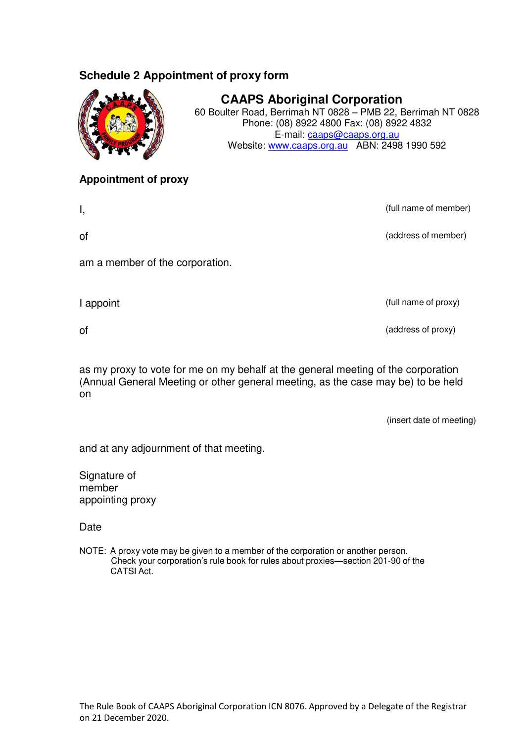## Schedule 2 Appointment of proxy form

**CAAPS Aboriginal Corporation**

60 Boulter Road, Berrimah NT 0828 – PMB 22, Berrimah NT 0828
Phone: (08) 8922 4800 Fax: (08) 8922 4832
E-mail: caaps@caaps.org.au
Website: www.caaps.org.au ABN: 2498 1990 592

### Appointment of proxy

I, (full name of member)

of (address of member)

am a member of the corporation.

I appoint (full name of proxy)

of (address of proxy)

as my proxy to vote for me on my behalf at the general meeting of the corporation (Annual General Meeting or other general meeting, as the case may be) to be held on

(insert date of meeting)

and at any adjournment of that meeting.

Signature of member appointing proxy

Date

NOTE: A proxy vote may be given to a member of the corporation or another person. Check your corporation's rule book for rules about proxies—section 201-90 of the CATSI Act.

The Rule Book of CAAPS Aboriginal Corporation ICN 8076. Approved by a Delegate of the Registrar on 21 December 2020.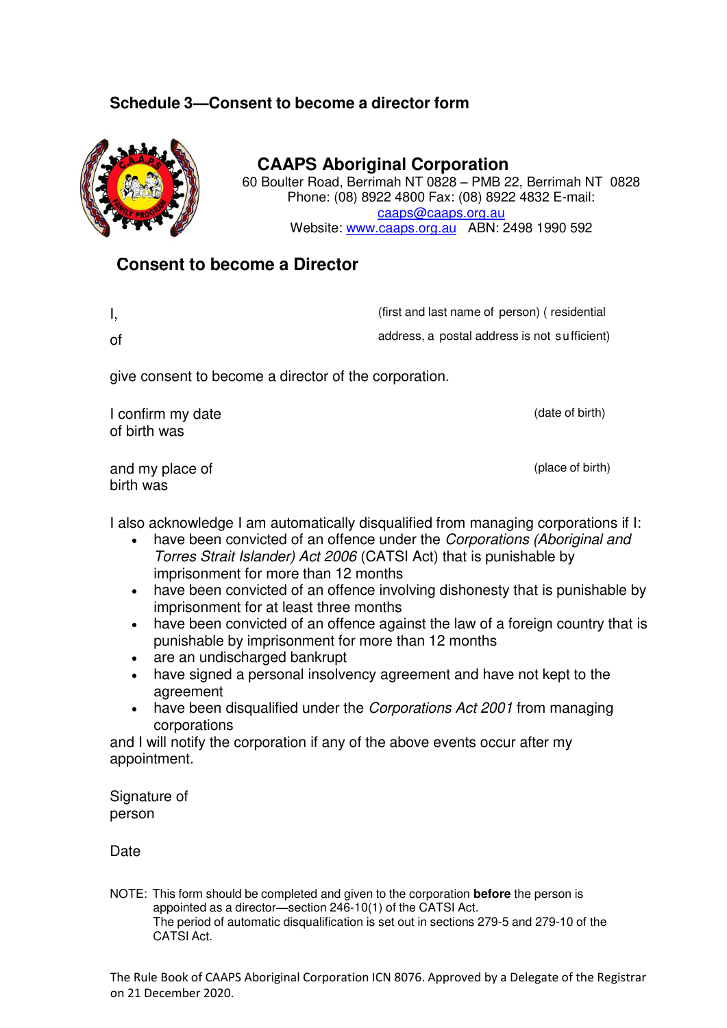## Schedule 3—Consent to become a director form

**CAAPS Aboriginal Corporation**
60 Boulter Road, Berrimah NT 0828 – PMB 22, Berrimah NT 0828
Phone: (08) 8922 4800 Fax: (08) 8922 4832 E-mail: caaps@caaps.org.au
Website: www.caaps.org.au ABN: 2498 1990 592

## Consent to become a Director

I, (first and last name of person) (residential

of address, a postal address is not sufficient)

give consent to become a director of the corporation.

I confirm my date of birth was (date of birth)

and my place of birth was (place of birth)

I also acknowledge I am automatically disqualified from managing corporations if I:

- have been convicted of an offence under the *Corporations (Aboriginal and Torres Strait Islander) Act 2006* (CATSI Act) that is punishable by imprisonment for more than 12 months
- have been convicted of an offence involving dishonesty that is punishable by imprisonment for at least three months
- have been convicted of an offence against the law of a foreign country that is punishable by imprisonment for more than 12 months
- are an undischarged bankrupt
- have signed a personal insolvency agreement and have not kept to the agreement
- have been disqualified under the *Corporations Act 2001* from managing corporations

and I will notify the corporation if any of the above events occur after my appointment.

Signature of person

Date

NOTE: This form should be completed and given to the corporation **before** the person is appointed as a director—section 246-10(1) of the CATSI Act.
The period of automatic disqualification is set out in sections 279-5 and 279-10 of the CATSI Act.

The Rule Book of CAAPS Aboriginal Corporation ICN 8076. Approved by a Delegate of the Registrar on 21 December 2020.